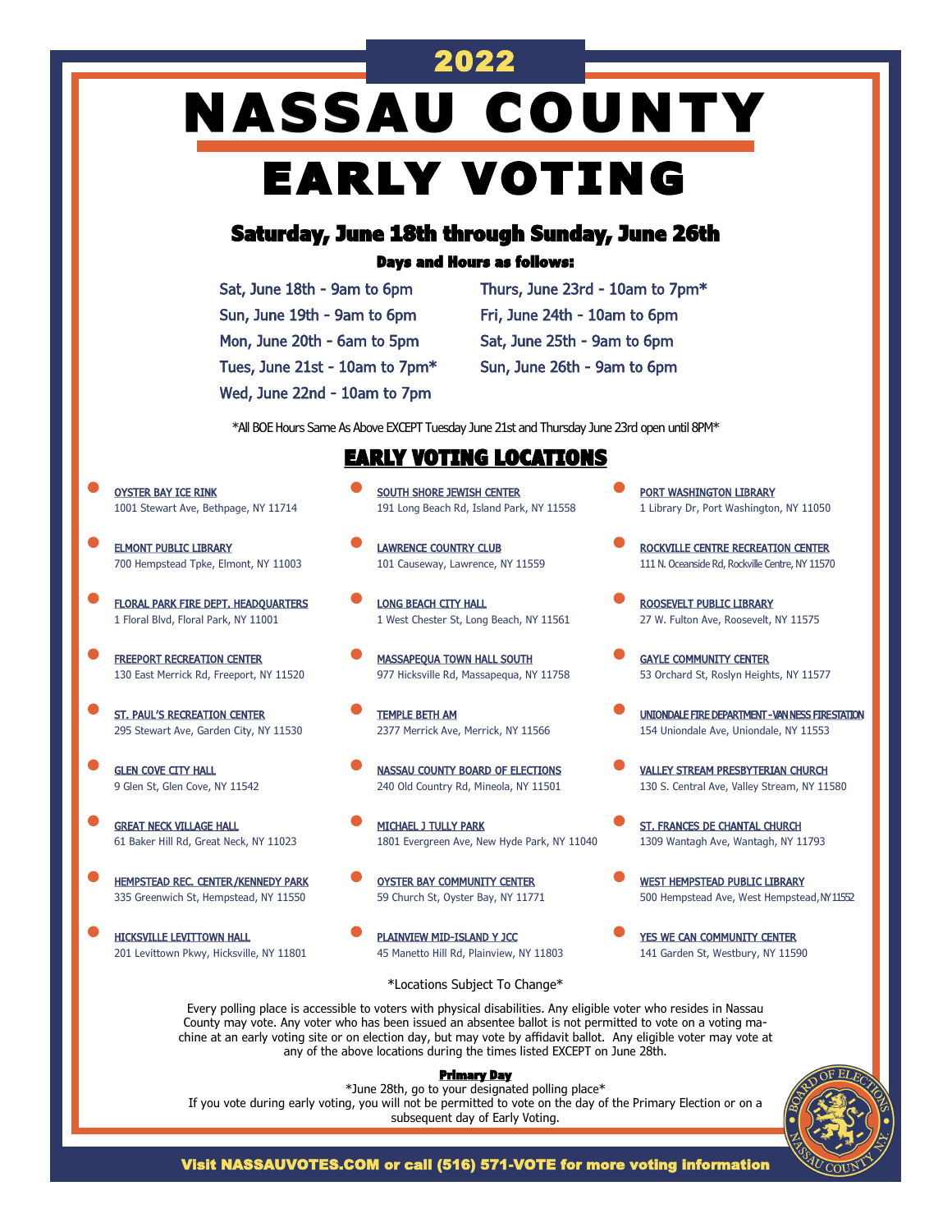# 2022

# NASSAU COUNTY

# EARLY VOTING

## Saturday, June 18th through Sunday, June 26th

**Days and Hours as follows:**

- Sat, June 18th - 9am to 6pm
- Sun, June 19th - 9am to 6pm
- Mon, June 20th - 6am to 5pm
- Tues, June 21st - 10am to 7pm*
- Wed, June 22nd - 10am to 7pm
- Thurs, June 23rd - 10am to 7pm*
- Fri, June 24th - 10am to 6pm
- Sat, June 25th - 9am to 6pm
- Sun, June 26th - 9am to 6pm

*All BOE Hours Same As Above EXCEPT Tuesday June 21st and Thursday June 23rd open until 8PM*

## EARLY VOTING LOCATIONS

- **OYSTER BAY ICE RINK**
  1001 Stewart Ave, Bethpage, NY 11714
- **ELMONT PUBLIC LIBRARY**
  700 Hempstead Tpke, Elmont, NY 11003
- **FLORAL PARK FIRE DEPT. HEADQUARTERS**
  1 Floral Blvd, Floral Park, NY 11001
- **FREEPORT RECREATION CENTER**
  130 East Merrick Rd, Freeport, NY 11520
- **ST. PAUL'S RECREATION CENTER**
  295 Stewart Ave, Garden City, NY 11530
- **GLEN COVE CITY HALL**
  9 Glen St, Glen Cove, NY 11542
- **GREAT NECK VILLAGE HALL**
  61 Baker Hill Rd, Great Neck, NY 11023
- **HEMPSTEAD REC. CENTER/KENNEDY PARK**
  335 Greenwich St, Hempstead, NY 11550
- **HICKSVILLE LEVITTOWN HALL**
  201 Levittown Pkwy, Hicksville, NY 11801
- **SOUTH SHORE JEWISH CENTER**
  191 Long Beach Rd, Island Park, NY 11558
- **LAWRENCE COUNTRY CLUB**
  101 Causeway, Lawrence, NY 11559
- **LONG BEACH CITY HALL**
  1 West Chester St, Long Beach, NY 11561
- **MASSAPEQUA TOWN HALL SOUTH**
  977 Hicksville Rd, Massapequa, NY 11758
- **TEMPLE BETH AM**
  2377 Merrick Ave, Merrick, NY 11566
- **NASSAU COUNTY BOARD OF ELECTIONS**
  240 Old Country Rd, Mineola, NY 11501
- **MICHAEL J TULLY PARK**
  1801 Evergreen Ave, New Hyde Park, NY 11040
- **OYSTER BAY COMMUNITY CENTER**
  59 Church St, Oyster Bay, NY 11771
- **PLAINVIEW MID-ISLAND Y JCC**
  45 Manetto Hill Rd, Plainview, NY 11803
- **PORT WASHINGTON LIBRARY**
  1 Library Dr, Port Washington, NY 11050
- **ROCKVILLE CENTRE RECREATION CENTER**
  111 N. Oceanside Rd, Rockville Centre, NY 11570
- **ROOSEVELT PUBLIC LIBRARY**
  27 W. Fulton Ave, Roosevelt, NY 11575
- **GAYLE COMMUNITY CENTER**
  53 Orchard St, Roslyn Heights, NY 11577
- **UNIONDALE FIRE DEPARTMENT - VAN NESS FIRESTATION**
  154 Uniondale Ave, Uniondale, NY 11553
- **VALLEY STREAM PRESBYTERIAN CHURCH**
  130 S. Central Ave, Valley Stream, NY 11580
- **ST. FRANCES DE CHANTAL CHURCH**
  1309 Wantagh Ave, Wantagh, NY 11793
- **WEST HEMPSTEAD PUBLIC LIBRARY**
  500 Hempstead Ave, West Hempstead, NY 11552
- **YES WE CAN COMMUNITY CENTER**
  141 Garden St, Westbury, NY 11590

*Locations Subject To Change*

Every polling place is accessible to voters with physical disabilities. Any eligible voter who resides in Nassau County may vote. Any voter who has been issued an absentee ballot is not permitted to vote on a voting machine at an early voting site or on election day, but may vote by affidavit ballot. Any eligible voter may vote at any of the above locations during the times listed EXCEPT on June 28th.

**Primary Day**

*June 28th, go to your designated polling place*

If you vote during early voting, you will not be permitted to vote on the day of the Primary Election or on a subsequent day of Early Voting.

**Visit NASSAUVOTES.COM or call (516) 571-VOTE for more voting information**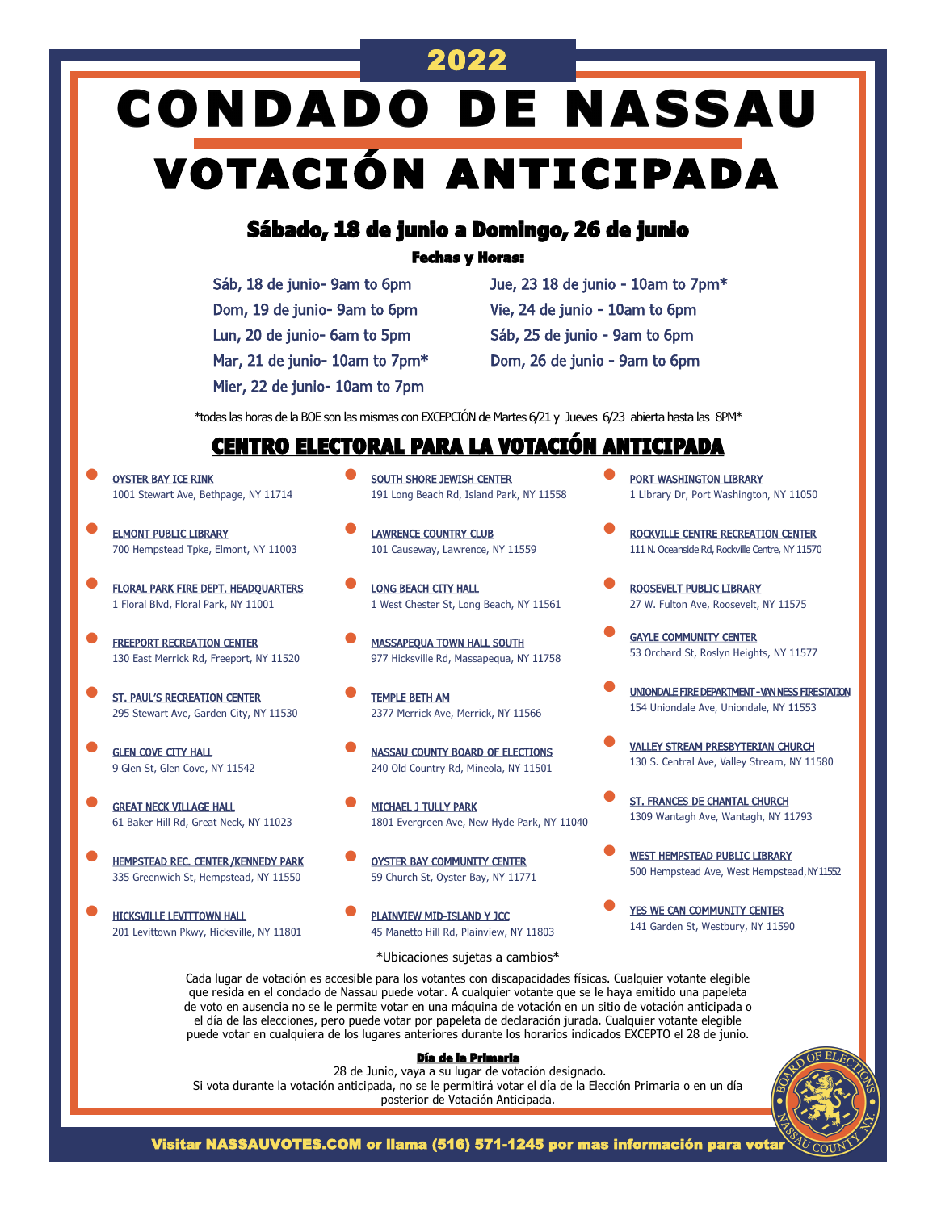# 2022

# CONDADO DE NASSAU

# VOTACIÓN ANTICIPADA

### Sábado, 18 de junio a Domingo, 26 de junio

**Fechas y Horas:**

- Sáb, 18 de junio- 9am to 6pm
- Dom, 19 de junio- 9am to 6pm
- Lun, 20 de junio- 6am to 5pm
- Mar, 21 de junio- 10am to 7pm*
- Mier, 22 de junio- 10am to 7pm
- Jue, 23 18 de junio - 10am to 7pm*
- Vie, 24 de junio - 10am to 6pm
- Sáb, 25 de junio - 9am to 6pm
- Dom, 26 de junio - 9am to 6pm

*todas las horas de la BOE son las mismas con EXCEPCIÓN de Martes 6/21 y Jueves 6/23 abierta hasta las 8PM*

## CENTRO ELECTORAL PARA LA VOTACIÓN ANTICIPADA

- **OYSTER BAY ICE RINK**
  1001 Stewart Ave, Bethpage, NY 11714
- **ELMONT PUBLIC LIBRARY**
  700 Hempstead Tpke, Elmont, NY 11003
- **FLORAL PARK FIRE DEPT. HEADQUARTERS**
  1 Floral Blvd, Floral Park, NY 11001
- **FREEPORT RECREATION CENTER**
  130 East Merrick Rd, Freeport, NY 11520
- **ST. PAUL'S RECREATION CENTER**
  295 Stewart Ave, Garden City, NY 11530
- **GLEN COVE CITY HALL**
  9 Glen St, Glen Cove, NY 11542
- **GREAT NECK VILLAGE HALL**
  61 Baker Hill Rd, Great Neck, NY 11023
- **HEMPSTEAD REC. CENTER/KENNEDY PARK**
  335 Greenwich St, Hempstead, NY 11550
- **HICKSVILLE LEVITTOWN HALL**
  201 Levittown Pkwy, Hicksville, NY 11801
- **SOUTH SHORE JEWISH CENTER**
  191 Long Beach Rd, Island Park, NY 11558
- **LAWRENCE COUNTRY CLUB**
  101 Causeway, Lawrence, NY 11559
- **LONG BEACH CITY HALL**
  1 West Chester St, Long Beach, NY 11561
- **MASSAPEQUA TOWN HALL SOUTH**
  977 Hicksville Rd, Massapequa, NY 11758
- **TEMPLE BETH AM**
  2377 Merrick Ave, Merrick, NY 11566
- **NASSAU COUNTY BOARD OF ELECTIONS**
  240 Old Country Rd, Mineola, NY 11501
- **MICHAEL J TULLY PARK**
  1801 Evergreen Ave, New Hyde Park, NY 11040
- **OYSTER BAY COMMUNITY CENTER**
  59 Church St, Oyster Bay, NY 11771
- **PLAINVIEW MID-ISLAND Y JCC**
  45 Manetto Hill Rd, Plainview, NY 11803
- **PORT WASHINGTON LIBRARY**
  1 Library Dr, Port Washington, NY 11050
- **ROCKVILLE CENTRE RECREATION CENTER**
  111 N. Oceanside Rd, Rockville Centre, NY 11570
- **ROOSEVELT PUBLIC LIBRARY**
  27 W. Fulton Ave, Roosevelt, NY 11575
- **GAYLE COMMUNITY CENTER**
  53 Orchard St, Roslyn Heights, NY 11577
- **UNIONDALE FIRE DEPARTMENT - VAN NESS FIRESTATION**
  154 Uniondale Ave, Uniondale, NY 11553
- **VALLEY STREAM PRESBYTERIAN CHURCH**
  130 S. Central Ave, Valley Stream, NY 11580
- **ST. FRANCES DE CHANTAL CHURCH**
  1309 Wantagh Ave, Wantagh, NY 11793
- **WEST HEMPSTEAD PUBLIC LIBRARY**
  500 Hempstead Ave, West Hempstead, NY 11552
- **YES WE CAN COMMUNITY CENTER**
  141 Garden St, Westbury, NY 11590

*Ubicaciones sujetas a cambios*

Cada lugar de votación es accesible para los votantes con discapacidades físicas. Cualquier votante elegible que resida en el condado de Nassau puede votar. A cualquier votante que se le haya emitido una papeleta de voto en ausencia no se le permite votar en una máquina de votación en un sitio de votación anticipada o el día de las elecciones, pero puede votar por papeleta de declaración jurada. Cualquier votante elegible puede votar en cualquiera de los lugares anteriores durante los horarios indicados EXCEPTO el 28 de junio.

**Día de la Primaria**

28 de Junio, vaya a su lugar de votación designado.
Si vota durante la votación anticipada, no se le permitirá votar el día de la Elección Primaria o en un día posterior de Votación Anticipada.

**Visitar NASSAUVOTES.COM or llama (516) 571-1245 por mas información para votar**

BOARD OF ELECTIONS NASSAU COUNTY N.Y.